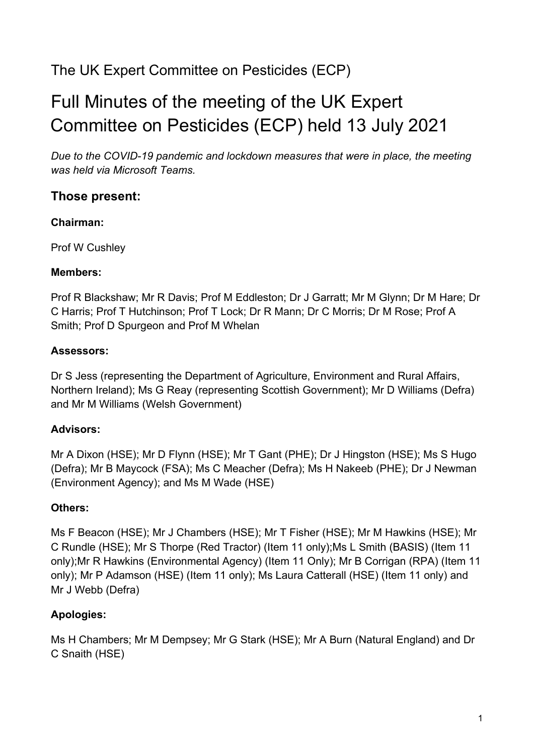The UK Expert Committee on Pesticides (ECP)

# Full Minutes of the meeting of the UK Expert Committee on Pesticides (ECP) held 13 July 2021

*Due to the COVID-19 pandemic and lockdown measures that were in place, the meeting was held via Microsoft Teams.*

## Those present:

**Chairman:**

Prof W Cushley

**Members:**

Prof R Blackshaw; Mr R Davis; Prof M Eddleston; Dr J Garratt; Mr M Glynn; Dr M Hare; Dr C Harris; Prof T Hutchinson; Prof T Lock; Dr R Mann; Dr C Morris; Dr M Rose; Prof A Smith; Prof D Spurgeon and Prof M Whelan

**Assessors:**

Dr S Jess (representing the Department of Agriculture, Environment and Rural Affairs, Northern Ireland); Ms G Reay (representing Scottish Government); Mr D Williams (Defra) and Mr M Williams (Welsh Government)

**Advisors:**

Mr A Dixon (HSE); Mr D Flynn (HSE); Mr T Gant (PHE); Dr J Hingston (HSE); Ms S Hugo (Defra); Mr B Maycock (FSA); Ms C Meacher (Defra); Ms H Nakeeb (PHE); Dr J Newman (Environment Agency); and Ms M Wade (HSE)

**Others:**

Ms F Beacon (HSE); Mr J Chambers (HSE); Mr T Fisher (HSE); Mr M Hawkins (HSE); Mr C Rundle (HSE); Mr S Thorpe (Red Tractor) (Item 11 only);Ms L Smith (BASIS) (Item 11 only);Mr R Hawkins (Environmental Agency) (Item 11 Only); Mr B Corrigan (RPA) (Item 11 only); Mr P Adamson (HSE) (Item 11 only); Ms Laura Catterall (HSE) (Item 11 only) and Mr J Webb (Defra)

**Apologies:**

Ms H Chambers; Mr M Dempsey; Mr G Stark (HSE); Mr A Burn (Natural England) and Dr C Snaith (HSE)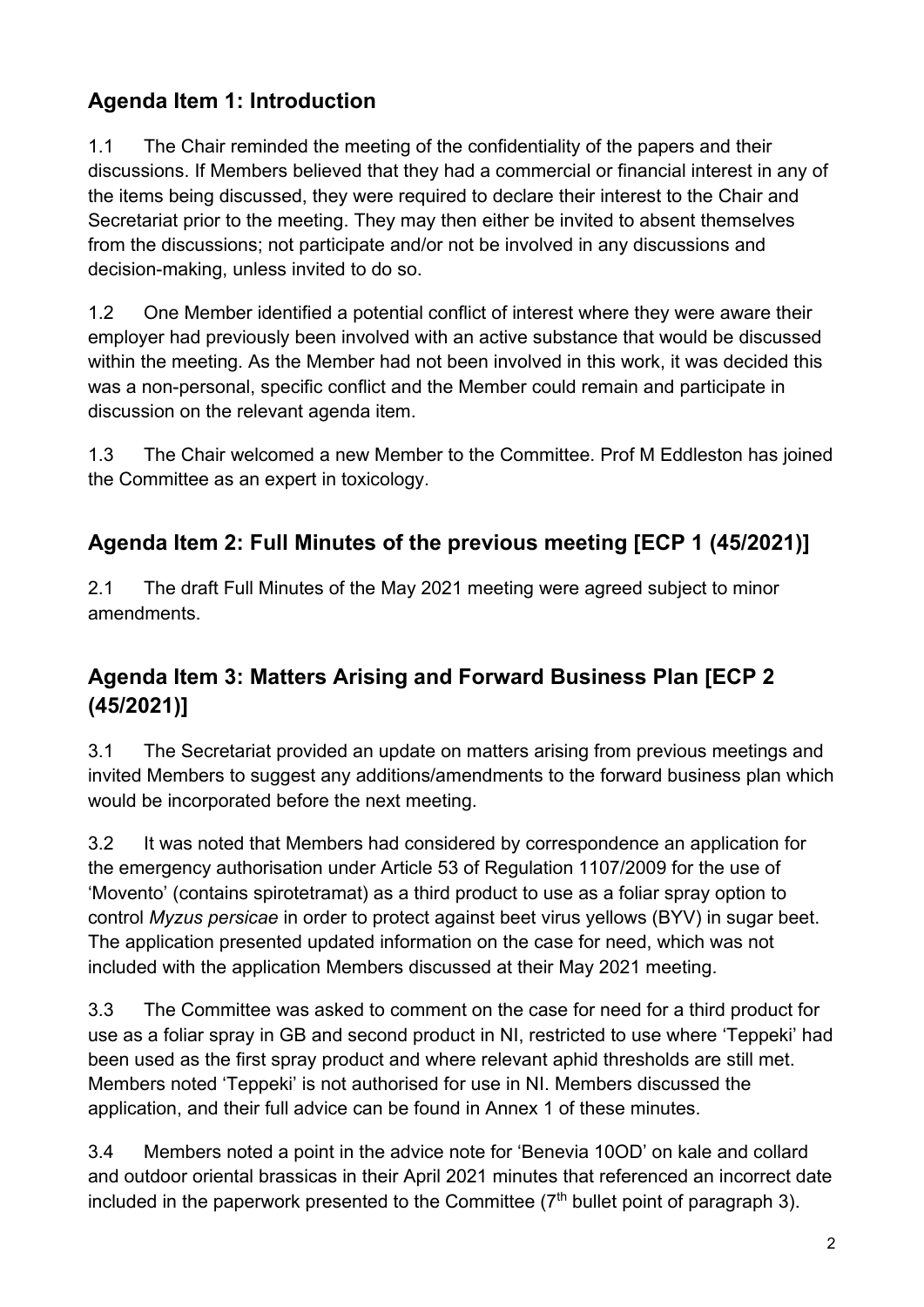## Agenda Item 1: Introduction

1.1 The Chair reminded the meeting of the confidentiality of the papers and their discussions. If Members believed that they had a commercial or financial interest in any of the items being discussed, they were required to declare their interest to the Chair and Secretariat prior to the meeting. They may then either be invited to absent themselves from the discussions; not participate and/or not be involved in any discussions and decision-making, unless invited to do so.

1.2 One Member identified a potential conflict of interest where they were aware their employer had previously been involved with an active substance that would be discussed within the meeting. As the Member had not been involved in this work, it was decided this was a non-personal, specific conflict and the Member could remain and participate in discussion on the relevant agenda item.

1.3 The Chair welcomed a new Member to the Committee. Prof M Eddleston has joined the Committee as an expert in toxicology.

## Agenda Item 2: Full Minutes of the previous meeting [ECP 1 (45/2021)]

2.1 The draft Full Minutes of the May 2021 meeting were agreed subject to minor amendments.

## Agenda Item 3: Matters Arising and Forward Business Plan [ECP 2 (45/2021)]

3.1 The Secretariat provided an update on matters arising from previous meetings and invited Members to suggest any additions/amendments to the forward business plan which would be incorporated before the next meeting.

3.2 It was noted that Members had considered by correspondence an application for the emergency authorisation under Article 53 of Regulation 1107/2009 for the use of 'Movento' (contains spirotetramat) as a third product to use as a foliar spray option to control *Myzus persicae* in order to protect against beet virus yellows (BYV) in sugar beet. The application presented updated information on the case for need, which was not included with the application Members discussed at their May 2021 meeting.

3.3 The Committee was asked to comment on the case for need for a third product for use as a foliar spray in GB and second product in NI, restricted to use where 'Teppeki' had been used as the first spray product and where relevant aphid thresholds are still met. Members noted 'Teppeki' is not authorised for use in NI. Members discussed the application, and their full advice can be found in Annex 1 of these minutes.

3.4 Members noted a point in the advice note for 'Benevia 10OD' on kale and collard and outdoor oriental brassicas in their April 2021 minutes that referenced an incorrect date included in the paperwork presented to the Committee (7th bullet point of paragraph 3).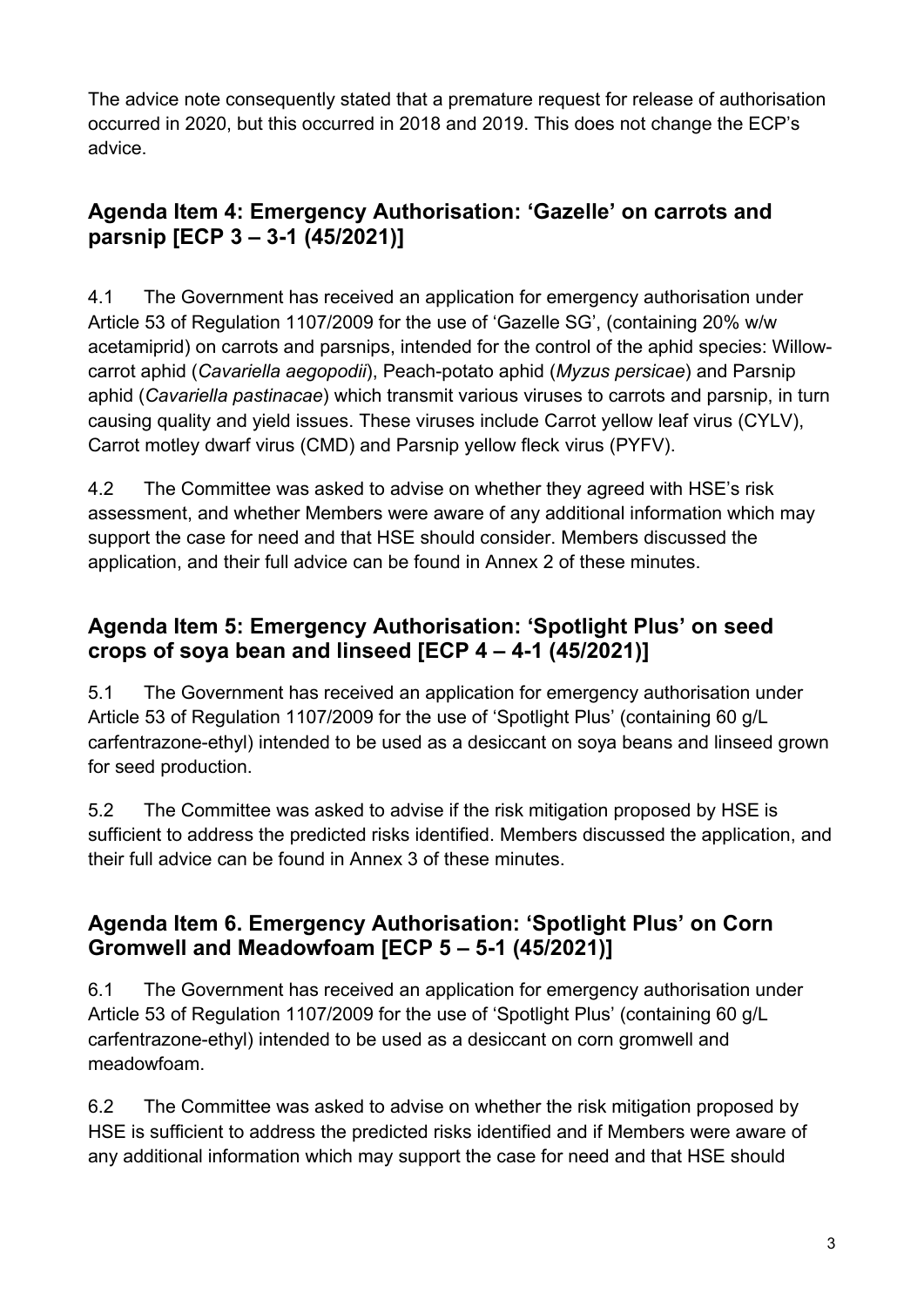The advice note consequently stated that a premature request for release of authorisation occurred in 2020, but this occurred in 2018 and 2019. This does not change the ECP's advice.

## Agenda Item 4: Emergency Authorisation: 'Gazelle' on carrots and parsnip [ECP 3 – 3-1 (45/2021)]

4.1 The Government has received an application for emergency authorisation under Article 53 of Regulation 1107/2009 for the use of 'Gazelle SG', (containing 20% w/w acetamiprid) on carrots and parsnips, intended for the control of the aphid species: Willow-carrot aphid (*Cavariella aegopodii*), Peach-potato aphid (*Myzus persicae*) and Parsnip aphid (*Cavariella pastinacae*) which transmit various viruses to carrots and parsnip, in turn causing quality and yield issues. These viruses include Carrot yellow leaf virus (CYLV), Carrot motley dwarf virus (CMD) and Parsnip yellow fleck virus (PYFV).

4.2 The Committee was asked to advise on whether they agreed with HSE's risk assessment, and whether Members were aware of any additional information which may support the case for need and that HSE should consider. Members discussed the application, and their full advice can be found in Annex 2 of these minutes.

## Agenda Item 5: Emergency Authorisation: 'Spotlight Plus' on seed crops of soya bean and linseed [ECP 4 – 4-1 (45/2021)]

5.1 The Government has received an application for emergency authorisation under Article 53 of Regulation 1107/2009 for the use of 'Spotlight Plus' (containing 60 g/L carfentrazone-ethyl) intended to be used as a desiccant on soya beans and linseed grown for seed production.

5.2 The Committee was asked to advise if the risk mitigation proposed by HSE is sufficient to address the predicted risks identified. Members discussed the application, and their full advice can be found in Annex 3 of these minutes.

## Agenda Item 6. Emergency Authorisation: 'Spotlight Plus' on Corn Gromwell and Meadowfoam [ECP 5 – 5-1 (45/2021)]

6.1 The Government has received an application for emergency authorisation under Article 53 of Regulation 1107/2009 for the use of 'Spotlight Plus' (containing 60 g/L carfentrazone-ethyl) intended to be used as a desiccant on corn gromwell and meadowfoam.

6.2 The Committee was asked to advise on whether the risk mitigation proposed by HSE is sufficient to address the predicted risks identified and if Members were aware of any additional information which may support the case for need and that HSE should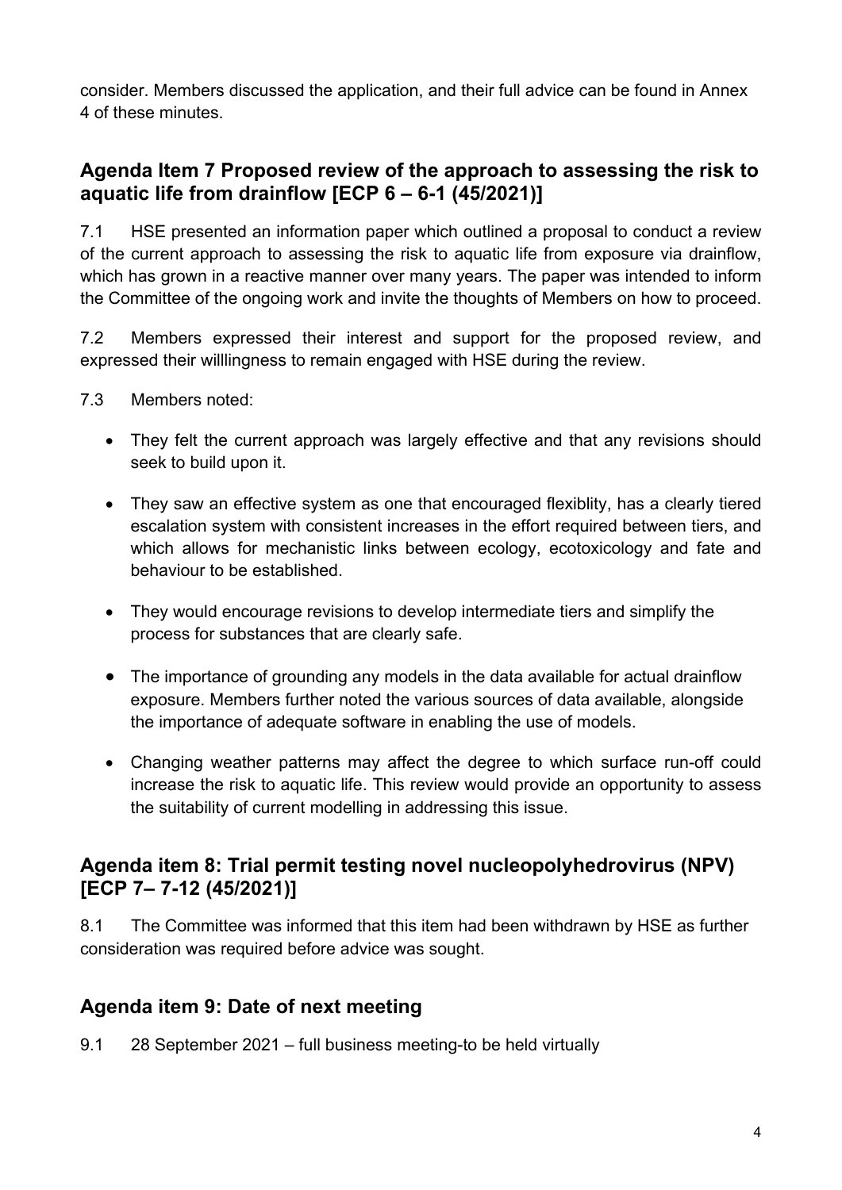consider. Members discussed the application, and their full advice can be found in Annex 4 of these minutes.

## Agenda Item 7 Proposed review of the approach to assessing the risk to aquatic life from drainflow [ECP 6 – 6-1 (45/2021)]

7.1 HSE presented an information paper which outlined a proposal to conduct a review of the current approach to assessing the risk to aquatic life from exposure via drainflow, which has grown in a reactive manner over many years. The paper was intended to inform the Committee of the ongoing work and invite the thoughts of Members on how to proceed.

7.2 Members expressed their interest and support for the proposed review, and expressed their willlingness to remain engaged with HSE during the review.

7.3 Members noted:

- They felt the current approach was largely effective and that any revisions should seek to build upon it.
- They saw an effective system as one that encouraged flexiblity, has a clearly tiered escalation system with consistent increases in the effort required between tiers, and which allows for mechanistic links between ecology, ecotoxicology and fate and behaviour to be established.
- They would encourage revisions to develop intermediate tiers and simplify the process for substances that are clearly safe.
- The importance of grounding any models in the data available for actual drainflow exposure. Members further noted the various sources of data available, alongside the importance of adequate software in enabling the use of models.
- Changing weather patterns may affect the degree to which surface run-off could increase the risk to aquatic life. This review would provide an opportunity to assess the suitability of current modelling in addressing this issue.

## Agenda item 8: Trial permit testing novel nucleopolyhedrovirus (NPV) [ECP 7– 7-12 (45/2021)]

8.1 The Committee was informed that this item had been withdrawn by HSE as further consideration was required before advice was sought.

## Agenda item 9: Date of next meeting

9.1 28 September 2021 – full business meeting-to be held virtually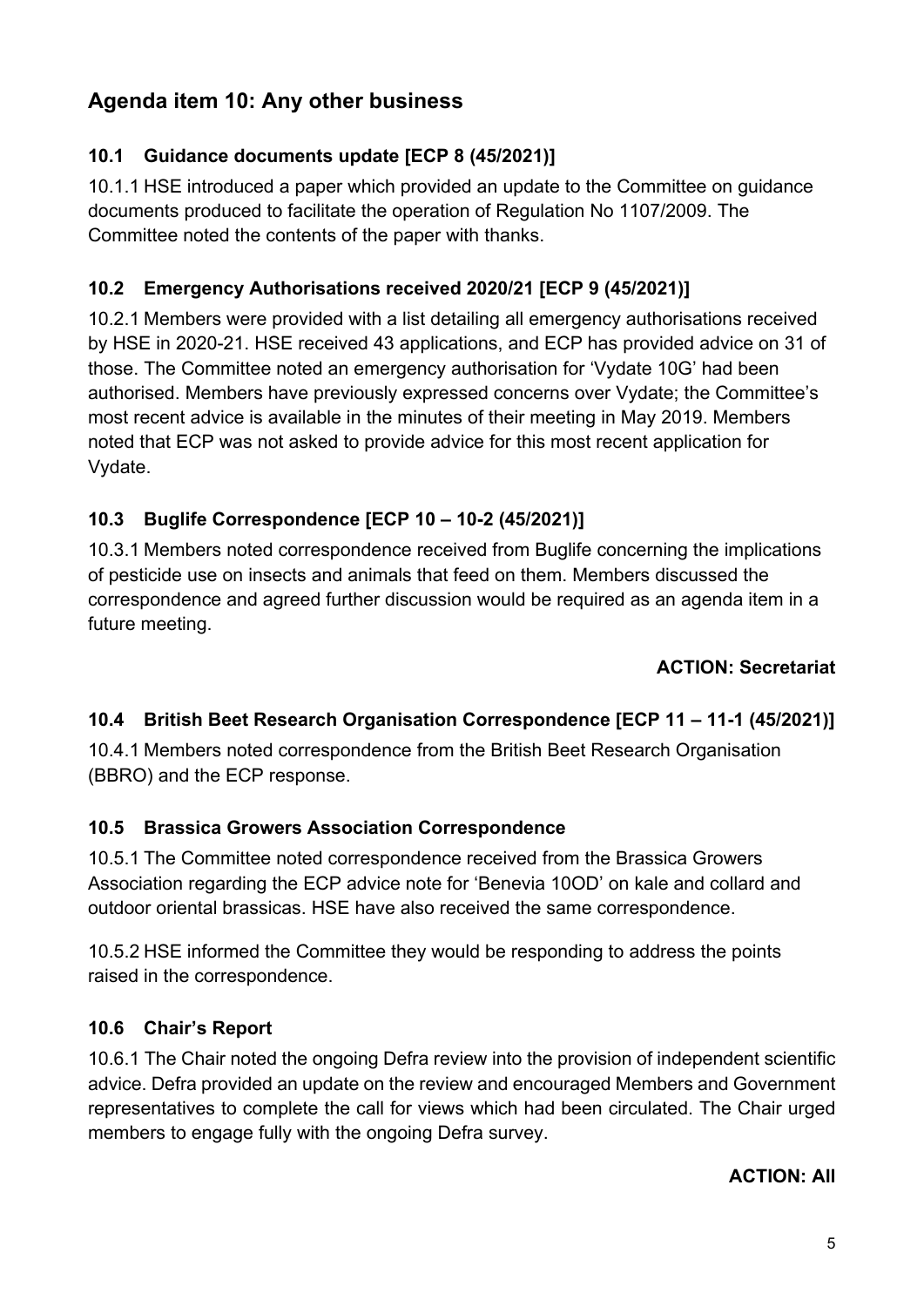## Agenda item 10: Any other business

### 10.1 Guidance documents update [ECP 8 (45/2021)]

10.1.1 HSE introduced a paper which provided an update to the Committee on guidance documents produced to facilitate the operation of Regulation No 1107/2009. The Committee noted the contents of the paper with thanks.

### 10.2 Emergency Authorisations received 2020/21 [ECP 9 (45/2021)]

10.2.1 Members were provided with a list detailing all emergency authorisations received by HSE in 2020-21. HSE received 43 applications, and ECP has provided advice on 31 of those. The Committee noted an emergency authorisation for 'Vydate 10G' had been authorised. Members have previously expressed concerns over Vydate; the Committee's most recent advice is available in the minutes of their meeting in May 2019. Members noted that ECP was not asked to provide advice for this most recent application for Vydate.

### 10.3 Buglife Correspondence [ECP 10 – 10-2 (45/2021)]

10.3.1 Members noted correspondence received from Buglife concerning the implications of pesticide use on insects and animals that feed on them. Members discussed the correspondence and agreed further discussion would be required as an agenda item in a future meeting.

**ACTION: Secretariat**

### 10.4 British Beet Research Organisation Correspondence [ECP 11 – 11-1 (45/2021)]

10.4.1 Members noted correspondence from the British Beet Research Organisation (BBRO) and the ECP response.

### 10.5 Brassica Growers Association Correspondence

10.5.1 The Committee noted correspondence received from the Brassica Growers Association regarding the ECP advice note for 'Benevia 10OD' on kale and collard and outdoor oriental brassicas. HSE have also received the same correspondence.

10.5.2 HSE informed the Committee they would be responding to address the points raised in the correspondence.

### 10.6 Chair's Report

10.6.1 The Chair noted the ongoing Defra review into the provision of independent scientific advice. Defra provided an update on the review and encouraged Members and Government representatives to complete the call for views which had been circulated. The Chair urged members to engage fully with the ongoing Defra survey.

**ACTION: All**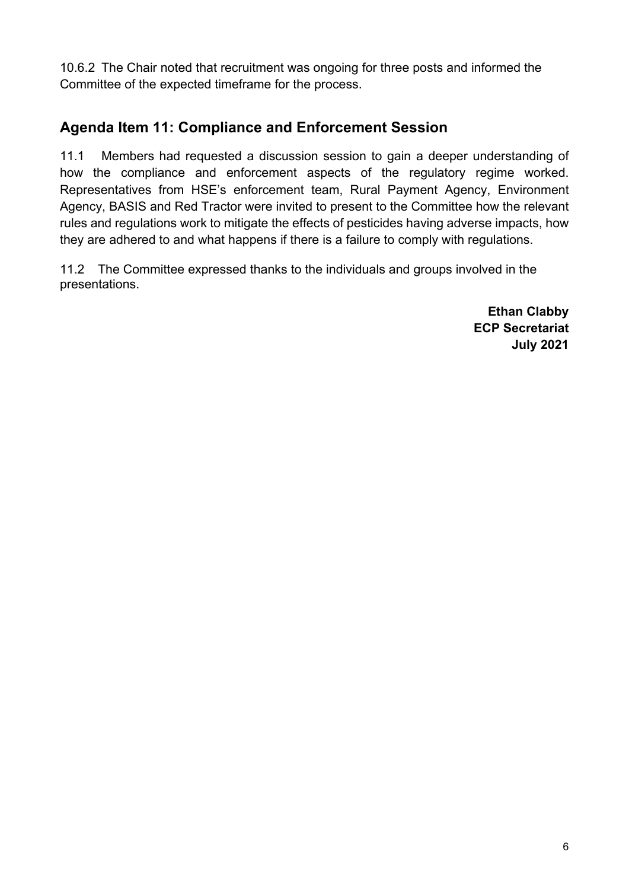10.6.2 The Chair noted that recruitment was ongoing for three posts and informed the Committee of the expected timeframe for the process.

## Agenda Item 11: Compliance and Enforcement Session

11.1 Members had requested a discussion session to gain a deeper understanding of how the compliance and enforcement aspects of the regulatory regime worked. Representatives from HSE's enforcement team, Rural Payment Agency, Environment Agency, BASIS and Red Tractor were invited to present to the Committee how the relevant rules and regulations work to mitigate the effects of pesticides having adverse impacts, how they are adhered to and what happens if there is a failure to comply with regulations.

11.2 The Committee expressed thanks to the individuals and groups involved in the presentations.

**Ethan Clabby**
**ECP Secretariat**
**July 2021**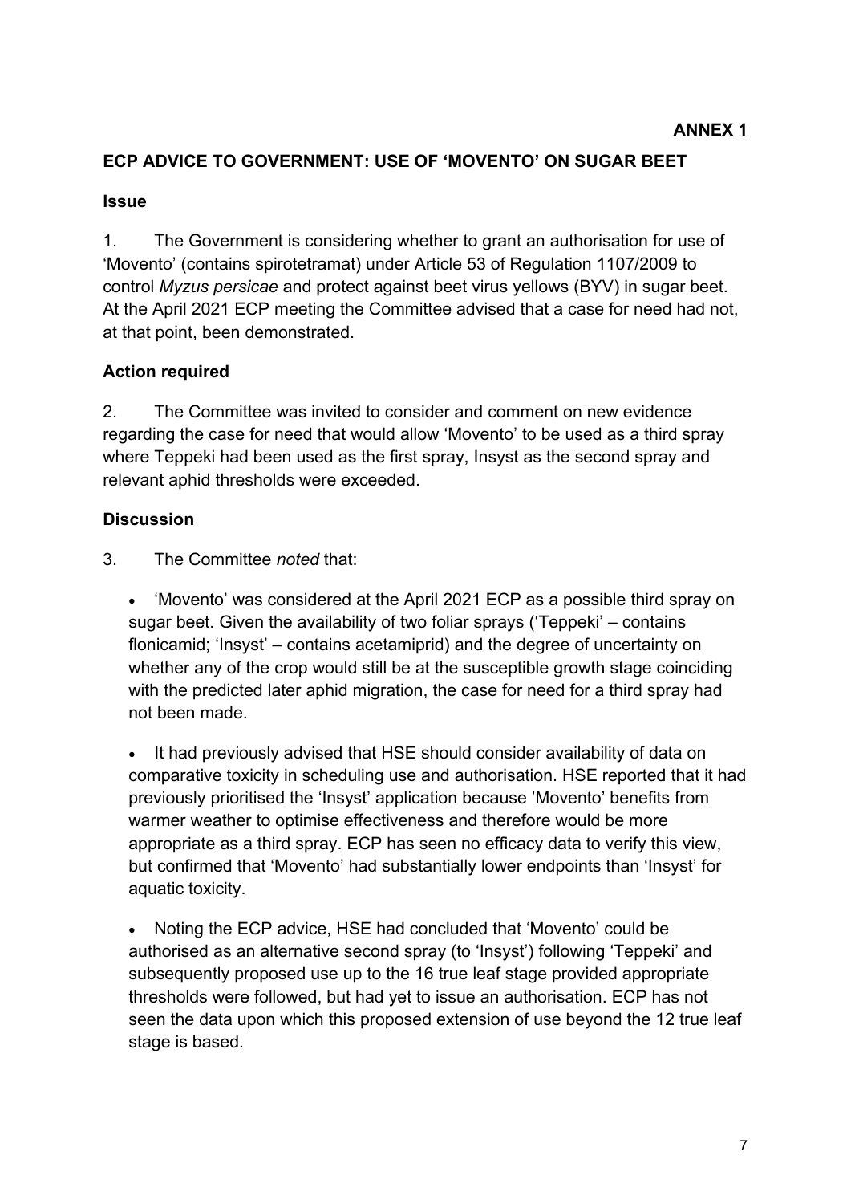**ANNEX 1**

## ECP ADVICE TO GOVERNMENT: USE OF 'MOVENTO' ON SUGAR BEET

### Issue

1. The Government is considering whether to grant an authorisation for use of 'Movento' (contains spirotetramat) under Article 53 of Regulation 1107/2009 to control *Myzus persicae* and protect against beet virus yellows (BYV) in sugar beet. At the April 2021 ECP meeting the Committee advised that a case for need had not, at that point, been demonstrated.

### Action required

2. The Committee was invited to consider and comment on new evidence regarding the case for need that would allow 'Movento' to be used as a third spray where Teppeki had been used as the first spray, Insyst as the second spray and relevant aphid thresholds were exceeded.

### Discussion

3. The Committee *noted* that:

- 'Movento' was considered at the April 2021 ECP as a possible third spray on sugar beet. Given the availability of two foliar sprays ('Teppeki' – contains flonicamid; 'Insyst' – contains acetamiprid) and the degree of uncertainty on whether any of the crop would still be at the susceptible growth stage coinciding with the predicted later aphid migration, the case for need for a third spray had not been made.
- It had previously advised that HSE should consider availability of data on comparative toxicity in scheduling use and authorisation. HSE reported that it had previously prioritised the 'Insyst' application because 'Movento' benefits from warmer weather to optimise effectiveness and therefore would be more appropriate as a third spray. ECP has seen no efficacy data to verify this view, but confirmed that 'Movento' had substantially lower endpoints than 'Insyst' for aquatic toxicity.
- Noting the ECP advice, HSE had concluded that 'Movento' could be authorised as an alternative second spray (to 'Insyst') following 'Teppeki' and subsequently proposed use up to the 16 true leaf stage provided appropriate thresholds were followed, but had yet to issue an authorisation. ECP has not seen the data upon which this proposed extension of use beyond the 12 true leaf stage is based.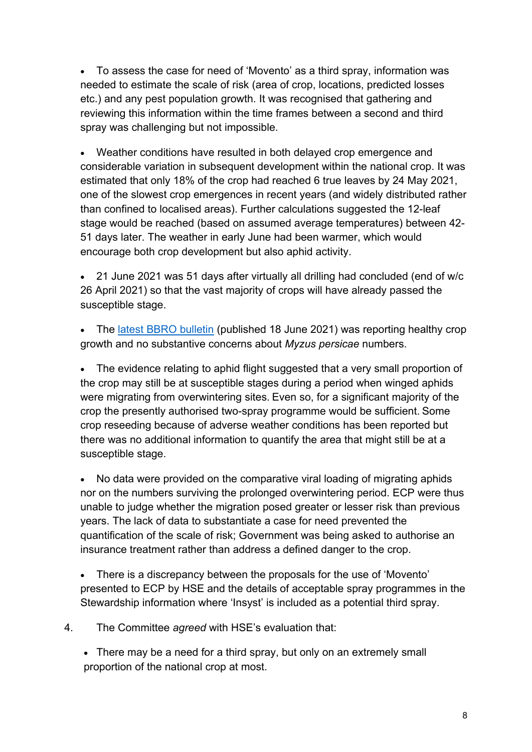- To assess the case for need of 'Movento' as a third spray, information was needed to estimate the scale of risk (area of crop, locations, predicted losses etc.) and any pest population growth. It was recognised that gathering and reviewing this information within the time frames between a second and third spray was challenging but not impossible.

- Weather conditions have resulted in both delayed crop emergence and considerable variation in subsequent development within the national crop. It was estimated that only 18% of the crop had reached 6 true leaves by 24 May 2021, one of the slowest crop emergences in recent years (and widely distributed rather than confined to localised areas). Further calculations suggested the 12-leaf stage would be reached (based on assumed average temperatures) between 42-51 days later. The weather in early June had been warmer, which would encourage both crop development but also aphid activity.

- 21 June 2021 was 51 days after virtually all drilling had concluded (end of w/c 26 April 2021) so that the vast majority of crops will have already passed the susceptible stage.

- The latest BBRO bulletin (published 18 June 2021) was reporting healthy crop growth and no substantive concerns about *Myzus persicae* numbers.

- The evidence relating to aphid flight suggested that a very small proportion of the crop may still be at susceptible stages during a period when winged aphids were migrating from overwintering sites. Even so, for a significant majority of the crop the presently authorised two-spray programme would be sufficient. Some crop reseeding because of adverse weather conditions has been reported but there was no additional information to quantify the area that might still be at a susceptible stage.

- No data were provided on the comparative viral loading of migrating aphids nor on the numbers surviving the prolonged overwintering period. ECP were thus unable to judge whether the migration posed greater or lesser risk than previous years. The lack of data to substantiate a case for need prevented the quantification of the scale of risk; Government was being asked to authorise an insurance treatment rather than address a defined danger to the crop.

- There is a discrepancy between the proposals for the use of 'Movento' presented to ECP by HSE and the details of acceptable spray programmes in the Stewardship information where 'Insyst' is included as a potential third spray.

4. The Committee *agreed* with HSE's evaluation that:

   - There may be a need for a third spray, but only on an extremely small proportion of the national crop at most.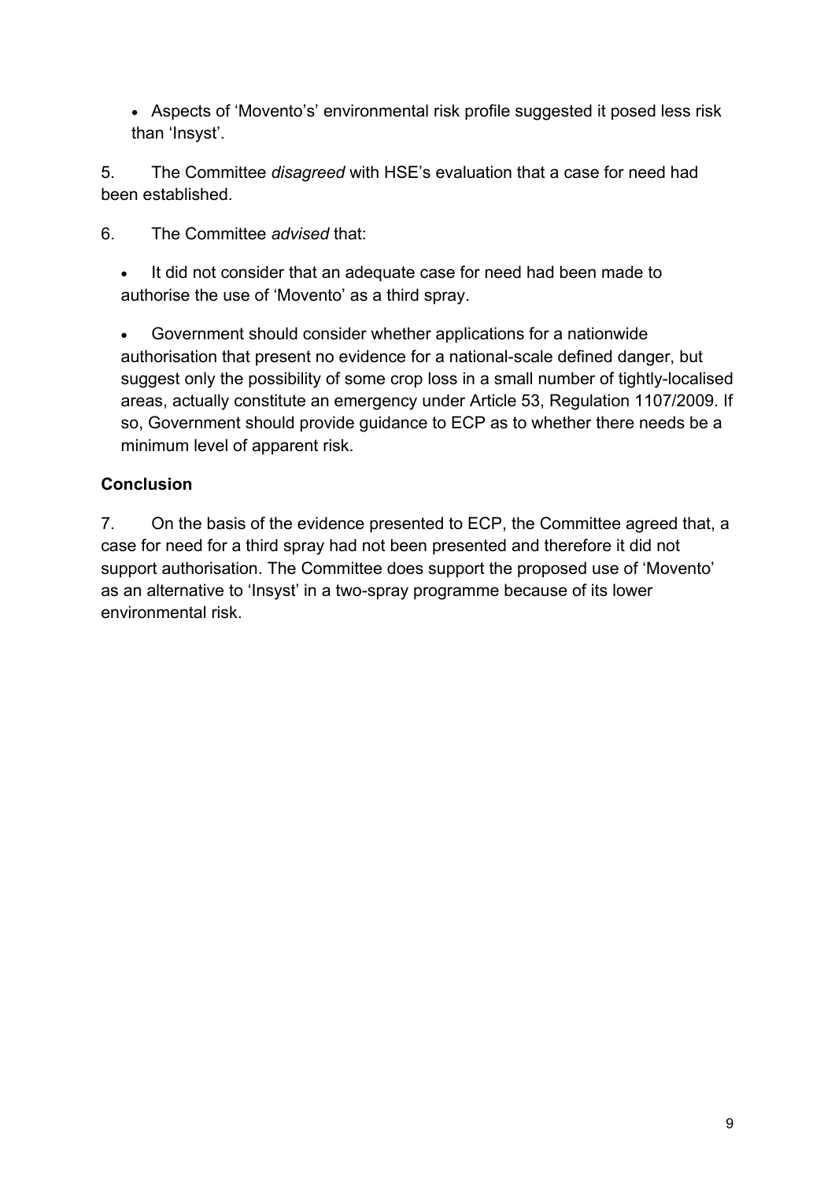- Aspects of 'Movento's' environmental risk profile suggested it posed less risk than 'Insyst'.

5. The Committee *disagreed* with HSE's evaluation that a case for need had been established.

6. The Committee *advised* that:

- It did not consider that an adequate case for need had been made to authorise the use of 'Movento' as a third spray.

- Government should consider whether applications for a nationwide authorisation that present no evidence for a national-scale defined danger, but suggest only the possibility of some crop loss in a small number of tightly-localised areas, actually constitute an emergency under Article 53, Regulation 1107/2009. If so, Government should provide guidance to ECP as to whether there needs be a minimum level of apparent risk.

**Conclusion**

7. On the basis of the evidence presented to ECP, the Committee agreed that, a case for need for a third spray had not been presented and therefore it did not support authorisation. The Committee does support the proposed use of 'Movento' as an alternative to 'Insyst' in a two-spray programme because of its lower environmental risk.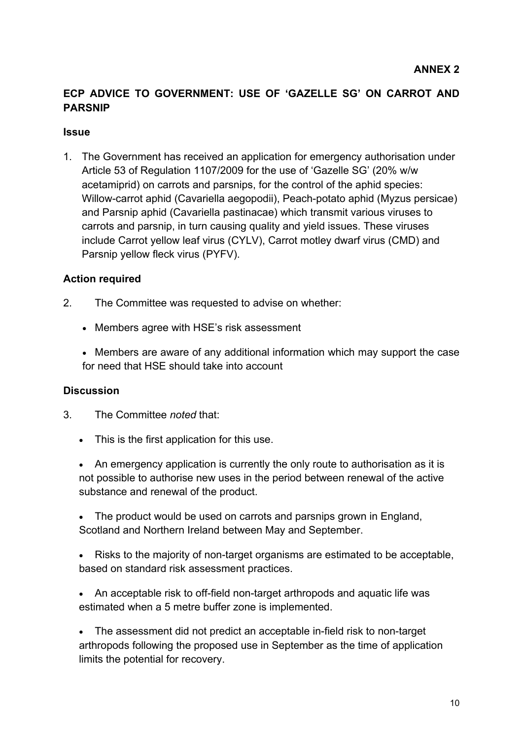**ANNEX 2**

## ECP ADVICE TO GOVERNMENT: USE OF 'GAZELLE SG' ON CARROT AND PARSNIP

### Issue

1. The Government has received an application for emergency authorisation under Article 53 of Regulation 1107/2009 for the use of 'Gazelle SG' (20% w/w acetamiprid) on carrots and parsnips, for the control of the aphid species: Willow-carrot aphid (Cavariella aegopodii), Peach-potato aphid (Myzus persicae) and Parsnip aphid (Cavariella pastinacae) which transmit various viruses to carrots and parsnip, in turn causing quality and yield issues. These viruses include Carrot yellow leaf virus (CYLV), Carrot motley dwarf virus (CMD) and Parsnip yellow fleck virus (PYFV).

### Action required

2. The Committee was requested to advise on whether:

    - Members agree with HSE's risk assessment
    - Members are aware of any additional information which may support the case for need that HSE should take into account

### Discussion

3. The Committee *noted* that:

    - This is the first application for this use.
    - An emergency application is currently the only route to authorisation as it is not possible to authorise new uses in the period between renewal of the active substance and renewal of the product.
    - The product would be used on carrots and parsnips grown in England, Scotland and Northern Ireland between May and September.
    - Risks to the majority of non-target organisms are estimated to be acceptable, based on standard risk assessment practices.
    - An acceptable risk to off-field non-target arthropods and aquatic life was estimated when a 5 metre buffer zone is implemented.
    - The assessment did not predict an acceptable in-field risk to non-target arthropods following the proposed use in September as the time of application limits the potential for recovery.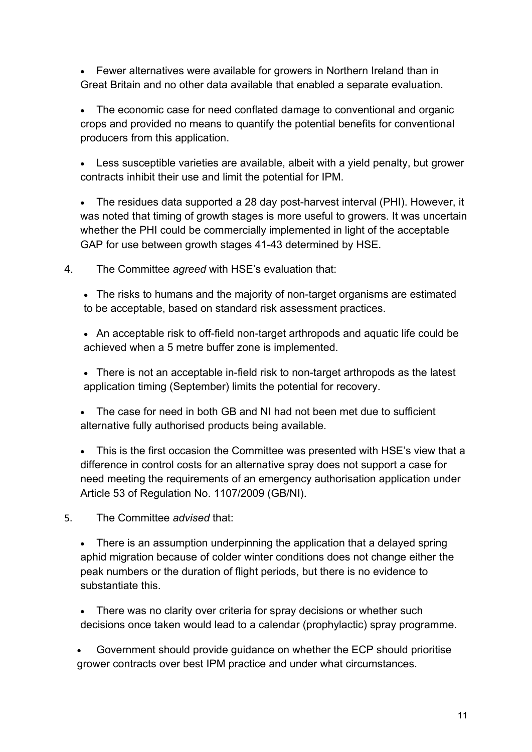- Fewer alternatives were available for growers in Northern Ireland than in Great Britain and no other data available that enabled a separate evaluation.

- The economic case for need conflated damage to conventional and organic crops and provided no means to quantify the potential benefits for conventional producers from this application.

- Less susceptible varieties are available, albeit with a yield penalty, but grower contracts inhibit their use and limit the potential for IPM.

- The residues data supported a 28 day post-harvest interval (PHI). However, it was noted that timing of growth stages is more useful to growers. It was uncertain whether the PHI could be commercially implemented in light of the acceptable GAP for use between growth stages 41-43 determined by HSE.

4. The Committee *agreed* with HSE's evaluation that:

   - The risks to humans and the majority of non-target organisms are estimated to be acceptable, based on standard risk assessment practices.

   - An acceptable risk to off-field non-target arthropods and aquatic life could be achieved when a 5 metre buffer zone is implemented.

   - There is not an acceptable in-field risk to non-target arthropods as the latest application timing (September) limits the potential for recovery.

   - The case for need in both GB and NI had not been met due to sufficient alternative fully authorised products being available.

   - This is the first occasion the Committee was presented with HSE's view that a difference in control costs for an alternative spray does not support a case for need meeting the requirements of an emergency authorisation application under Article 53 of Regulation No. 1107/2009 (GB/NI).

5. The Committee *advised* that:

   - There is an assumption underpinning the application that a delayed spring aphid migration because of colder winter conditions does not change either the peak numbers or the duration of flight periods, but there is no evidence to substantiate this.

   - There was no clarity over criteria for spray decisions or whether such decisions once taken would lead to a calendar (prophylactic) spray programme.

   - Government should provide guidance on whether the ECP should prioritise grower contracts over best IPM practice and under what circumstances.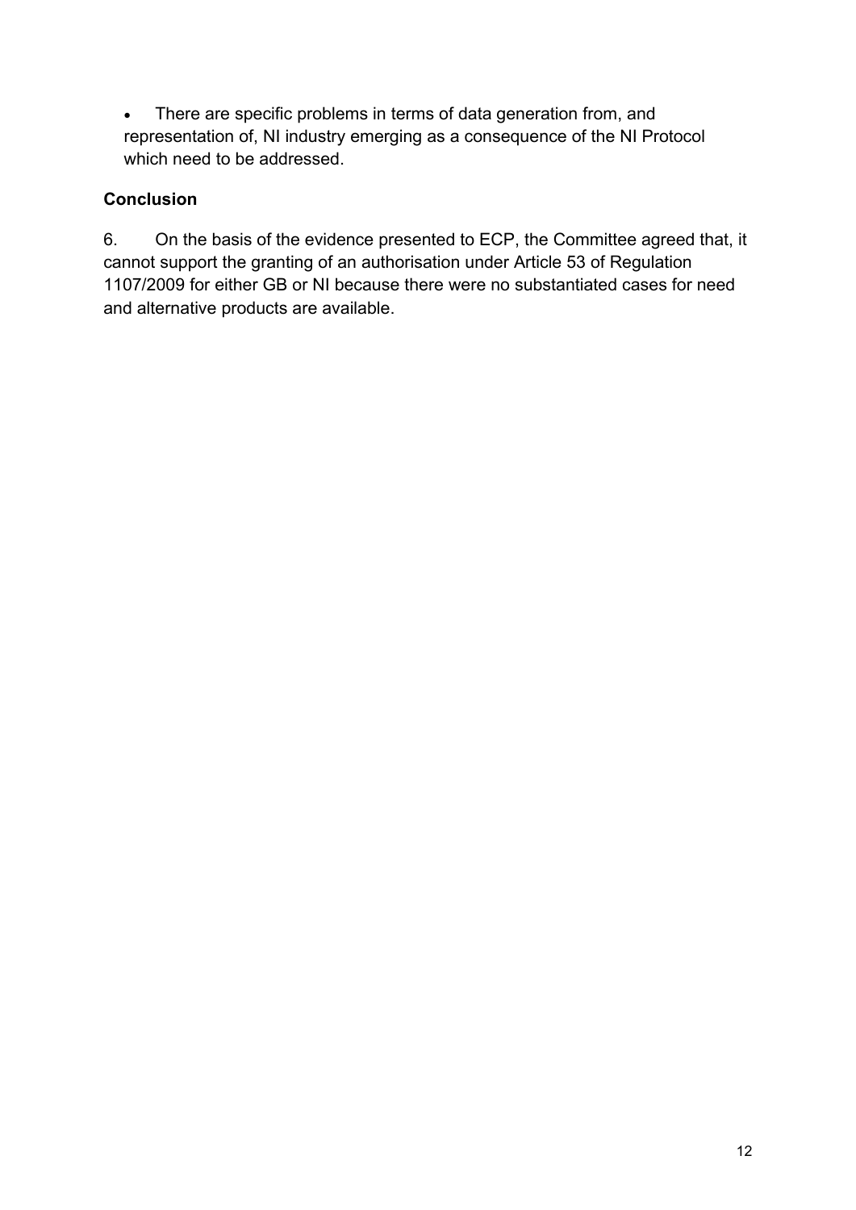- There are specific problems in terms of data generation from, and representation of, NI industry emerging as a consequence of the NI Protocol which need to be addressed.

**Conclusion**

6. On the basis of the evidence presented to ECP, the Committee agreed that, it cannot support the granting of an authorisation under Article 53 of Regulation 1107/2009 for either GB or NI because there were no substantiated cases for need and alternative products are available.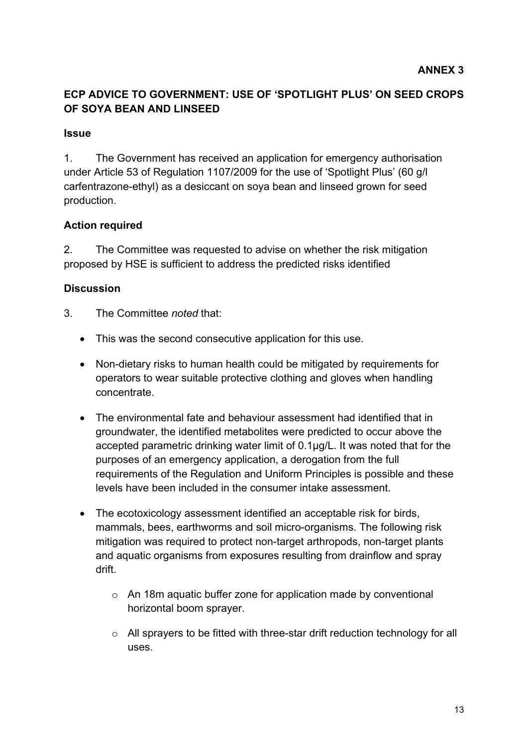**ANNEX 3**

## ECP ADVICE TO GOVERNMENT: USE OF 'SPOTLIGHT PLUS' ON SEED CROPS OF SOYA BEAN AND LINSEED

### Issue

1. The Government has received an application for emergency authorisation under Article 53 of Regulation 1107/2009 for the use of 'Spotlight Plus' (60 g/l carfentrazone-ethyl) as a desiccant on soya bean and linseed grown for seed production.

### Action required

2. The Committee was requested to advise on whether the risk mitigation proposed by HSE is sufficient to address the predicted risks identified

### Discussion

3. The Committee *noted* that:

- This was the second consecutive application for this use.
- Non-dietary risks to human health could be mitigated by requirements for operators to wear suitable protective clothing and gloves when handling concentrate.
- The environmental fate and behaviour assessment had identified that in groundwater, the identified metabolites were predicted to occur above the accepted parametric drinking water limit of 0.1µg/L. It was noted that for the purposes of an emergency application, a derogation from the full requirements of the Regulation and Uniform Principles is possible and these levels have been included in the consumer intake assessment.
- The ecotoxicology assessment identified an acceptable risk for birds, mammals, bees, earthworms and soil micro-organisms. The following risk mitigation was required to protect non-target arthropods, non-target plants and aquatic organisms from exposures resulting from drainflow and spray drift.
  - An 18m aquatic buffer zone for application made by conventional horizontal boom sprayer.
  - All sprayers to be fitted with three-star drift reduction technology for all uses.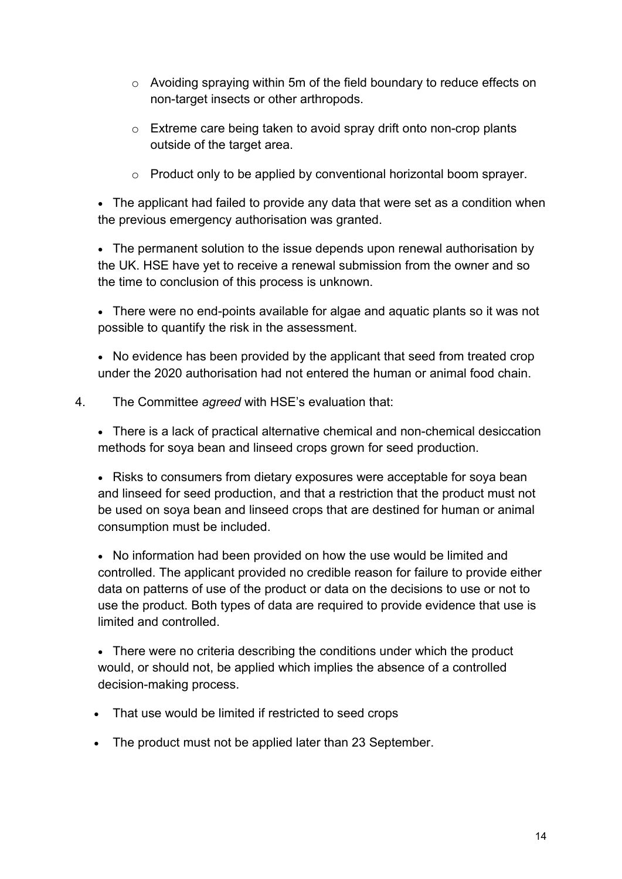- Avoiding spraying within 5m of the field boundary to reduce effects on non-target insects or other arthropods.
- Extreme care being taken to avoid spray drift onto non-crop plants outside of the target area.
- Product only to be applied by conventional horizontal boom sprayer.

- The applicant had failed to provide any data that were set as a condition when the previous emergency authorisation was granted.

- The permanent solution to the issue depends upon renewal authorisation by the UK. HSE have yet to receive a renewal submission from the owner and so the time to conclusion of this process is unknown.

- There were no end-points available for algae and aquatic plants so it was not possible to quantify the risk in the assessment.

- No evidence has been provided by the applicant that seed from treated crop under the 2020 authorisation had not entered the human or animal food chain.

4. The Committee *agreed* with HSE's evaluation that:

- There is a lack of practical alternative chemical and non-chemical desiccation methods for soya bean and linseed crops grown for seed production.

- Risks to consumers from dietary exposures were acceptable for soya bean and linseed for seed production, and that a restriction that the product must not be used on soya bean and linseed crops that are destined for human or animal consumption must be included.

- No information had been provided on how the use would be limited and controlled. The applicant provided no credible reason for failure to provide either data on patterns of use of the product or data on the decisions to use or not to use the product. Both types of data are required to provide evidence that use is limited and controlled.

- There were no criteria describing the conditions under which the product would, or should not, be applied which implies the absence of a controlled decision-making process.

- That use would be limited if restricted to seed crops

- The product must not be applied later than 23 September.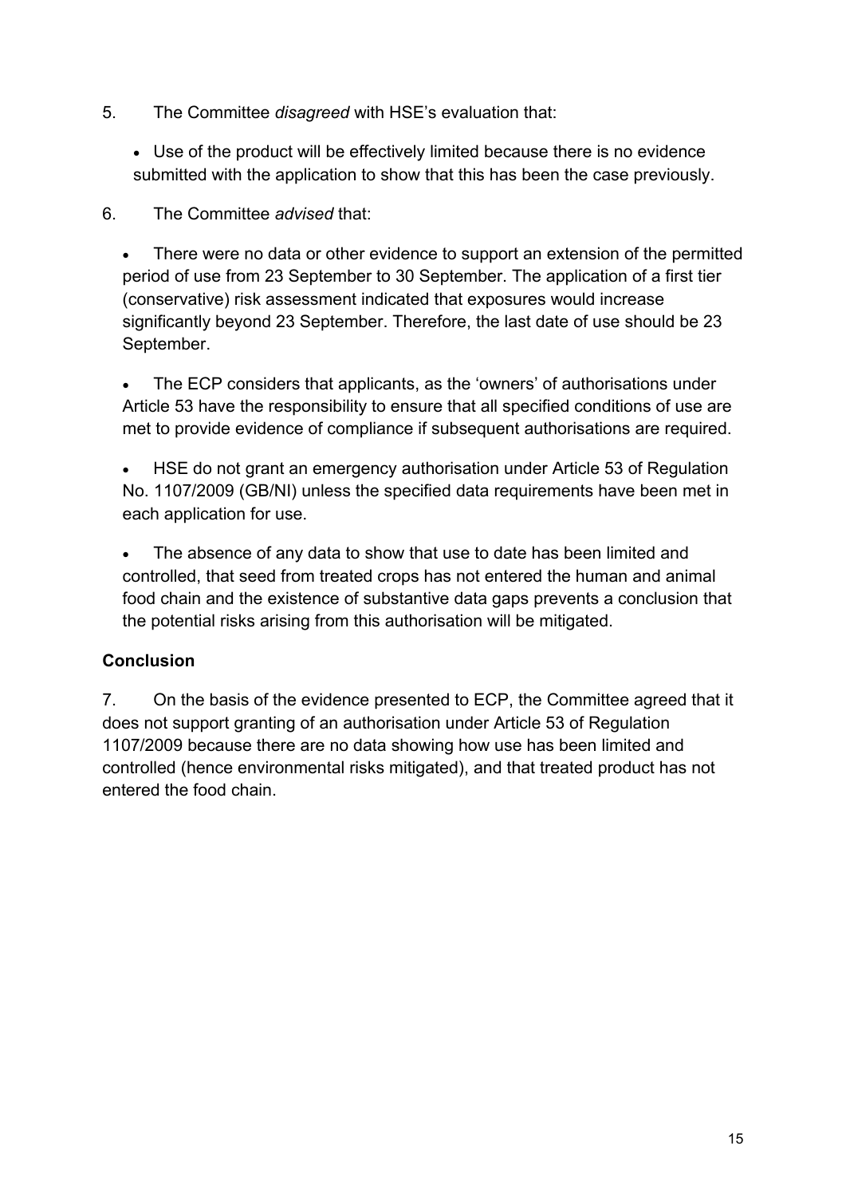5. The Committee *disagreed* with HSE's evaluation that:

- Use of the product will be effectively limited because there is no evidence submitted with the application to show that this has been the case previously.

6. The Committee *advised* that:

- There were no data or other evidence to support an extension of the permitted period of use from 23 September to 30 September. The application of a first tier (conservative) risk assessment indicated that exposures would increase significantly beyond 23 September. Therefore, the last date of use should be 23 September.

- The ECP considers that applicants, as the 'owners' of authorisations under Article 53 have the responsibility to ensure that all specified conditions of use are met to provide evidence of compliance if subsequent authorisations are required.

- HSE do not grant an emergency authorisation under Article 53 of Regulation No. 1107/2009 (GB/NI) unless the specified data requirements have been met in each application for use.

- The absence of any data to show that use to date has been limited and controlled, that seed from treated crops has not entered the human and animal food chain and the existence of substantive data gaps prevents a conclusion that the potential risks arising from this authorisation will be mitigated.

**Conclusion**

7. On the basis of the evidence presented to ECP, the Committee agreed that it does not support granting of an authorisation under Article 53 of Regulation 1107/2009 because there are no data showing how use has been limited and controlled (hence environmental risks mitigated), and that treated product has not entered the food chain.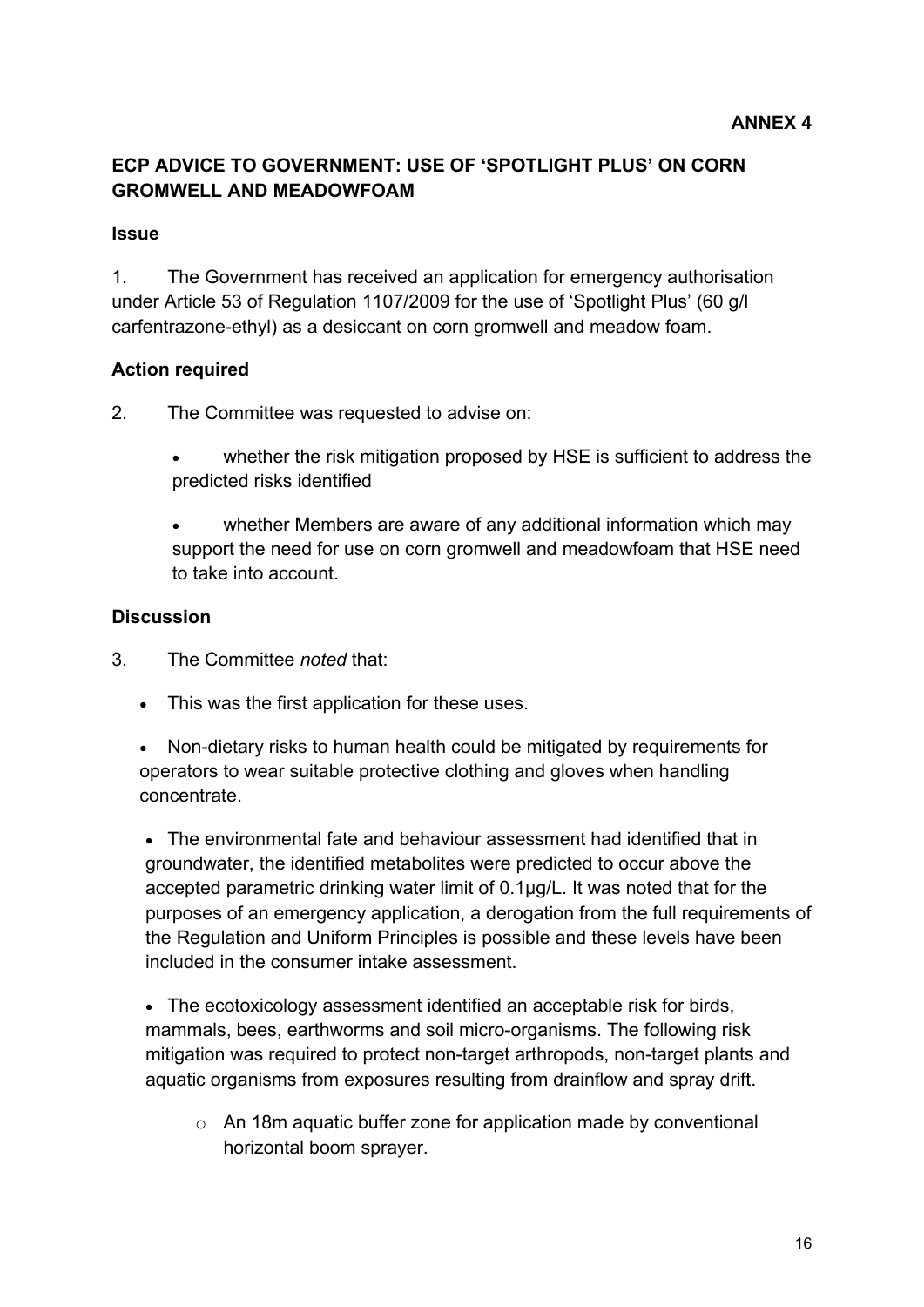**ANNEX 4**

## ECP ADVICE TO GOVERNMENT: USE OF 'SPOTLIGHT PLUS' ON CORN GROMWELL AND MEADOWFOAM

### Issue

1. The Government has received an application for emergency authorisation under Article 53 of Regulation 1107/2009 for the use of 'Spotlight Plus' (60 g/l carfentrazone-ethyl) as a desiccant on corn gromwell and meadow foam.

### Action required

2. The Committee was requested to advise on:

   - whether the risk mitigation proposed by HSE is sufficient to address the predicted risks identified

   - whether Members are aware of any additional information which may support the need for use on corn gromwell and meadowfoam that HSE need to take into account.

### Discussion

3. The Committee *noted* that:

   - This was the first application for these uses.

   - Non-dietary risks to human health could be mitigated by requirements for operators to wear suitable protective clothing and gloves when handling concentrate.

   - The environmental fate and behaviour assessment had identified that in groundwater, the identified metabolites were predicted to occur above the accepted parametric drinking water limit of 0.1µg/L. It was noted that for the purposes of an emergency application, a derogation from the full requirements of the Regulation and Uniform Principles is possible and these levels have been included in the consumer intake assessment.

   - The ecotoxicology assessment identified an acceptable risk for birds, mammals, bees, earthworms and soil micro-organisms. The following risk mitigation was required to protect non-target arthropods, non-target plants and aquatic organisms from exposures resulting from drainflow and spray drift.

     - An 18m aquatic buffer zone for application made by conventional horizontal boom sprayer.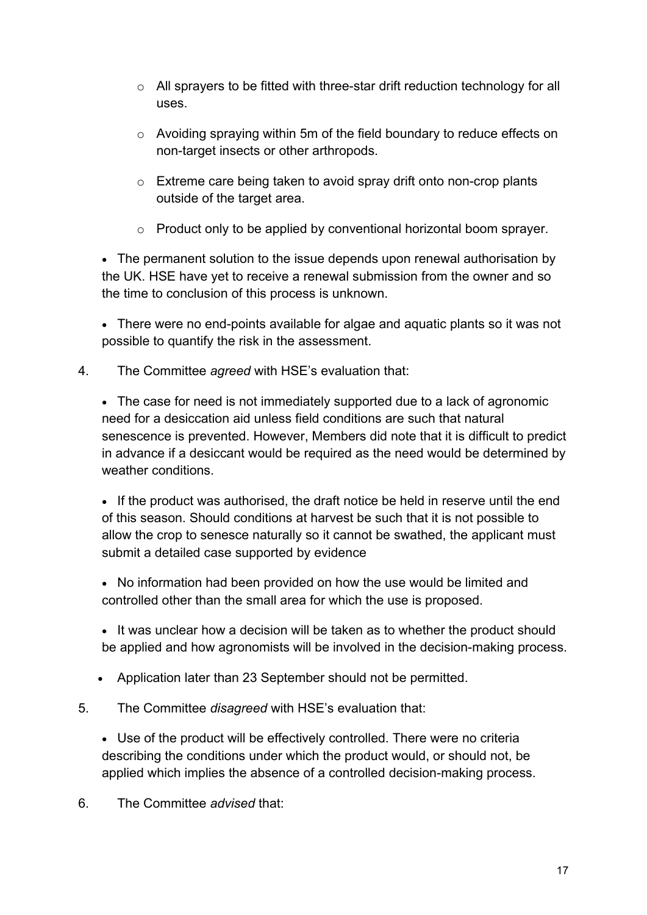- All sprayers to be fitted with three-star drift reduction technology for all uses.
  - Avoiding spraying within 5m of the field boundary to reduce effects on non-target insects or other arthropods.
  - Extreme care being taken to avoid spray drift onto non-crop plants outside of the target area.
  - Product only to be applied by conventional horizontal boom sprayer.

- The permanent solution to the issue depends upon renewal authorisation by the UK. HSE have yet to receive a renewal submission from the owner and so the time to conclusion of this process is unknown.

- There were no end-points available for algae and aquatic plants so it was not possible to quantify the risk in the assessment.

4. The Committee *agreed* with HSE's evaluation that:

   - The case for need is not immediately supported due to a lack of agronomic need for a desiccation aid unless field conditions are such that natural senescence is prevented. However, Members did note that it is difficult to predict in advance if a desiccant would be required as the need would be determined by weather conditions.

   - If the product was authorised, the draft notice be held in reserve until the end of this season. Should conditions at harvest be such that it is not possible to allow the crop to senesce naturally so it cannot be swathed, the applicant must submit a detailed case supported by evidence

   - No information had been provided on how the use would be limited and controlled other than the small area for which the use is proposed.

   - It was unclear how a decision will be taken as to whether the product should be applied and how agronomists will be involved in the decision-making process.

   - Application later than 23 September should not be permitted.

5. The Committee *disagreed* with HSE's evaluation that:

   - Use of the product will be effectively controlled. There were no criteria describing the conditions under which the product would, or should not, be applied which implies the absence of a controlled decision-making process.

6. The Committee *advised* that: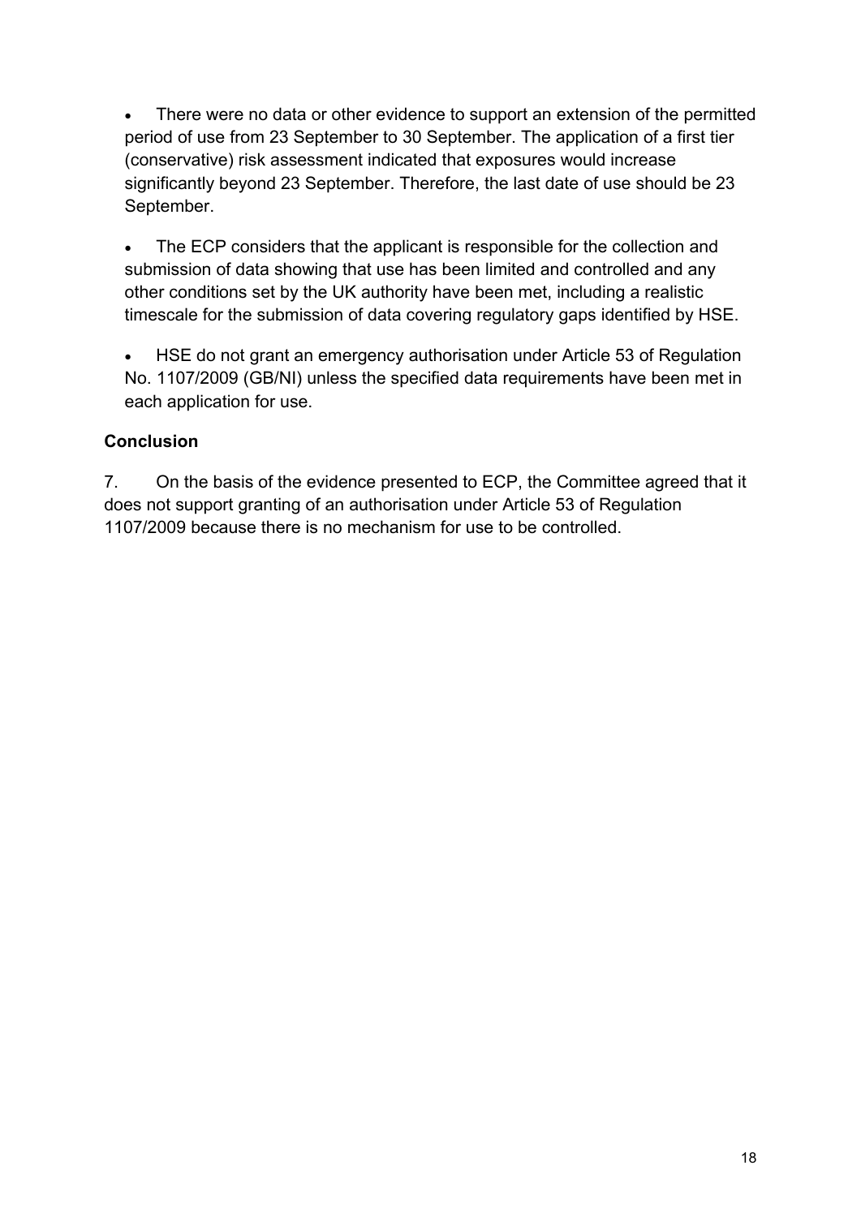- There were no data or other evidence to support an extension of the permitted period of use from 23 September to 30 September. The application of a first tier (conservative) risk assessment indicated that exposures would increase significantly beyond 23 September. Therefore, the last date of use should be 23 September.

- The ECP considers that the applicant is responsible for the collection and submission of data showing that use has been limited and controlled and any other conditions set by the UK authority have been met, including a realistic timescale for the submission of data covering regulatory gaps identified by HSE.

- HSE do not grant an emergency authorisation under Article 53 of Regulation No. 1107/2009 (GB/NI) unless the specified data requirements have been met in each application for use.

**Conclusion**

7. On the basis of the evidence presented to ECP, the Committee agreed that it does not support granting of an authorisation under Article 53 of Regulation 1107/2009 because there is no mechanism for use to be controlled.